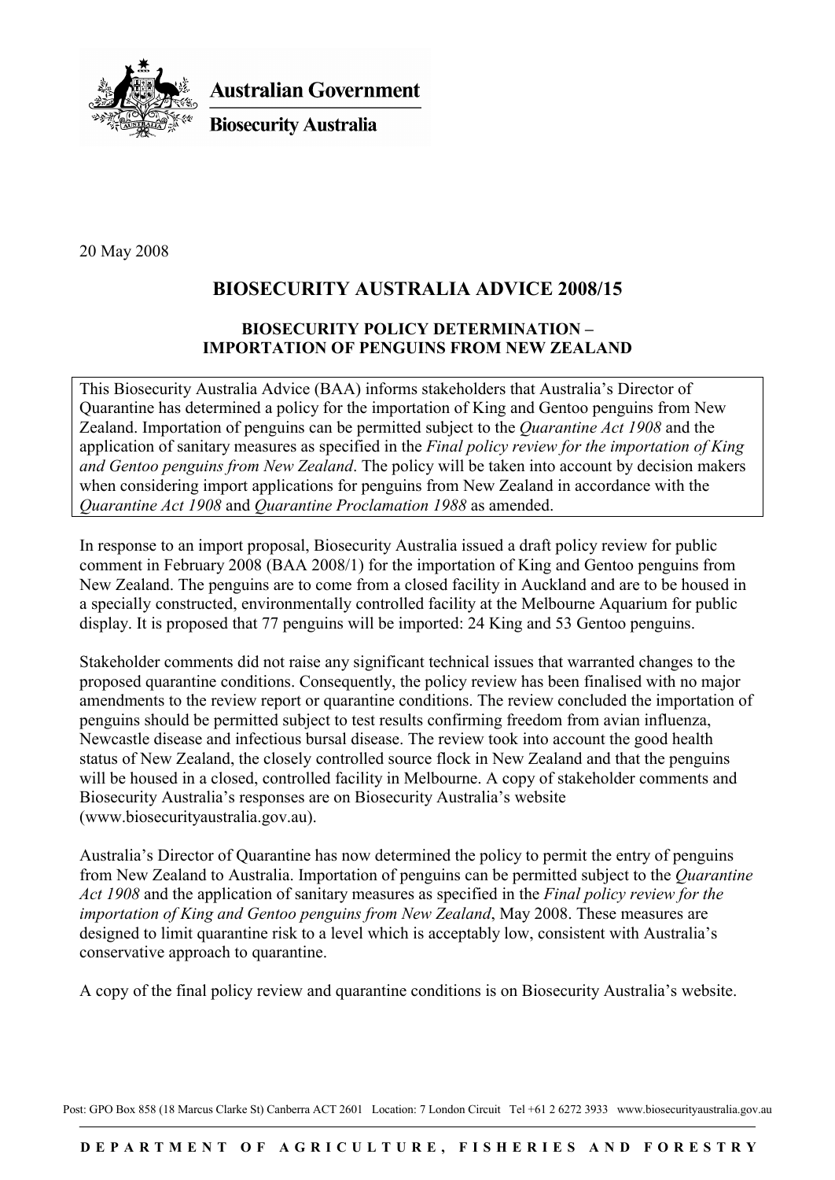**Australian Government**

**Biosecurity Australia**

20 May 2008

# BIOSECURITY AUSTRALIA ADVICE 2008/15

## BIOSECURITY POLICY DETERMINATION – IMPORTATION OF PENGUINS FROM NEW ZEALAND

This Biosecurity Australia Advice (BAA) informs stakeholders that Australia's Director of Quarantine has determined a policy for the importation of King and Gentoo penguins from New Zealand. Importation of penguins can be permitted subject to the *Quarantine Act 1908* and the application of sanitary measures as specified in the *Final policy review for the importation of King and Gentoo penguins from New Zealand*. The policy will be taken into account by decision makers when considering import applications for penguins from New Zealand in accordance with the *Quarantine Act 1908* and *Quarantine Proclamation 1988* as amended.

In response to an import proposal, Biosecurity Australia issued a draft policy review for public comment in February 2008 (BAA 2008/1) for the importation of King and Gentoo penguins from New Zealand. The penguins are to come from a closed facility in Auckland and are to be housed in a specially constructed, environmentally controlled facility at the Melbourne Aquarium for public display. It is proposed that 77 penguins will be imported: 24 King and 53 Gentoo penguins.

Stakeholder comments did not raise any significant technical issues that warranted changes to the proposed quarantine conditions. Consequently, the policy review has been finalised with no major amendments to the review report or quarantine conditions. The review concluded the importation of penguins should be permitted subject to test results confirming freedom from avian influenza, Newcastle disease and infectious bursal disease. The review took into account the good health status of New Zealand, the closely controlled source flock in New Zealand and that the penguins will be housed in a closed, controlled facility in Melbourne. A copy of stakeholder comments and Biosecurity Australia's responses are on Biosecurity Australia's website (www.biosecurityaustralia.gov.au).

Australia's Director of Quarantine has now determined the policy to permit the entry of penguins from New Zealand to Australia. Importation of penguins can be permitted subject to the *Quarantine Act 1908* and the application of sanitary measures as specified in the *Final policy review for the importation of King and Gentoo penguins from New Zealand*, May 2008. These measures are designed to limit quarantine risk to a level which is acceptably low, consistent with Australia's conservative approach to quarantine.

A copy of the final policy review and quarantine conditions is on Biosecurity Australia's website.

Post: GPO Box 858 (18 Marcus Clarke St) Canberra ACT 2601 Location: 7 London Circuit Tel +61 2 6272 3933 www.biosecurityaustralia.gov.au

DEPARTMENT OF AGRICULTURE, FISHERIES AND FORESTRY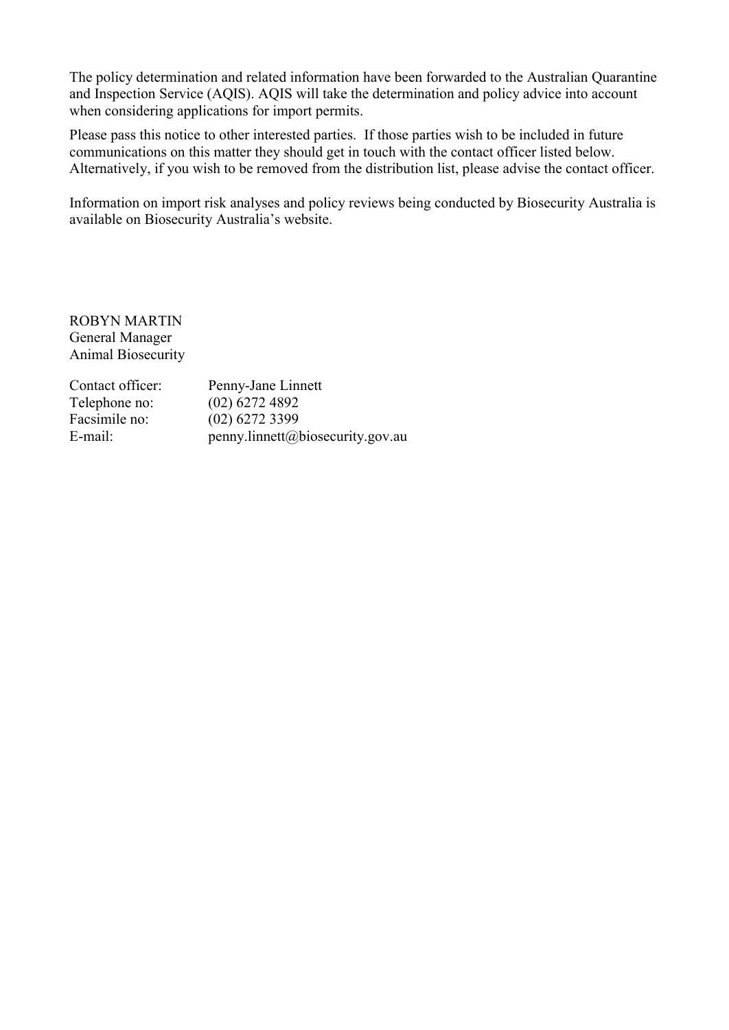The policy determination and related information have been forwarded to the Australian Quarantine and Inspection Service (AQIS). AQIS will take the determination and policy advice into account when considering applications for import permits.

Please pass this notice to other interested parties. If those parties wish to be included in future communications on this matter they should get in touch with the contact officer listed below. Alternatively, if you wish to be removed from the distribution list, please advise the contact officer.

Information on import risk analyses and policy reviews being conducted by Biosecurity Australia is available on Biosecurity Australia's website.

ROBYN MARTIN
General Manager
Animal Biosecurity

| | |
|---|---|
| Contact officer: | Penny-Jane Linnett |
| Telephone no: | (02) 6272 4892 |
| Facsimile no: | (02) 6272 3399 |
| E-mail: | penny.linnett@biosecurity.gov.au |